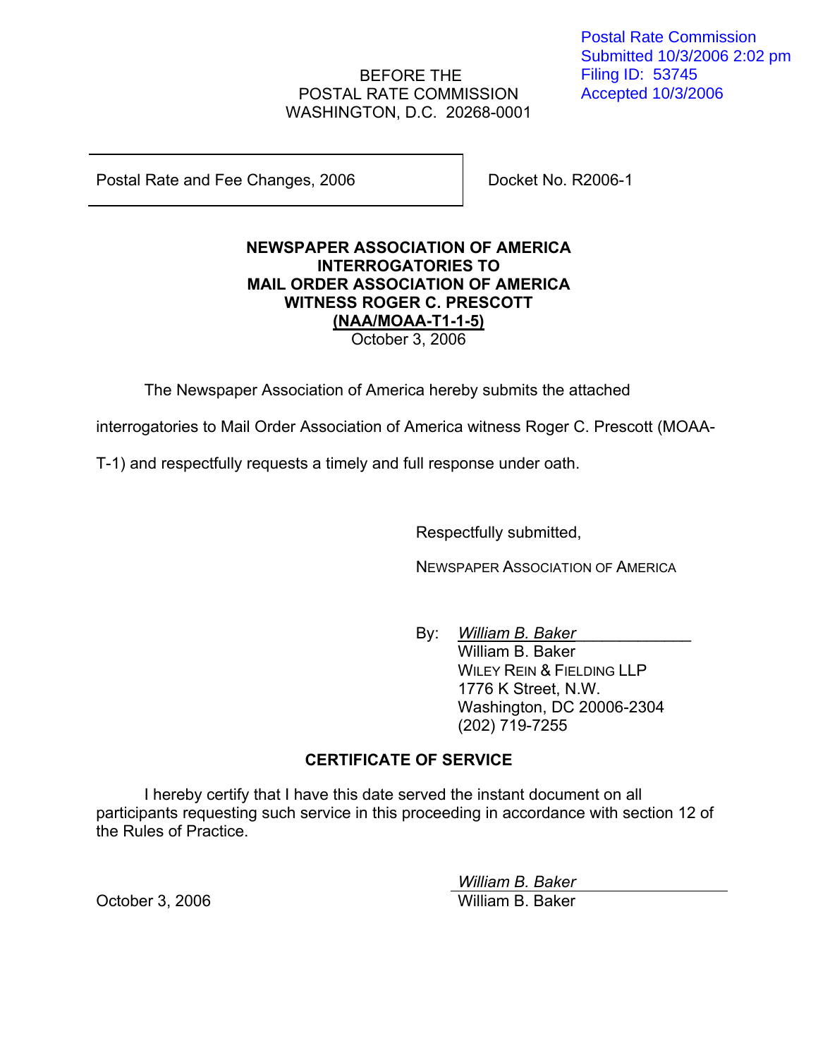Postal Rate Commission
Submitted 10/3/2006 2:02 pm
Filing ID: 53745
Accepted 10/3/2006

BEFORE THE
POSTAL RATE COMMISSION
WASHINGTON, D.C. 20268-0001

| Postal Rate and Fee Changes, 2006 | Docket No. R2006-1 |
|---|---|

**NEWSPAPER ASSOCIATION OF AMERICA**
**INTERROGATORIES TO**
**MAIL ORDER ASSOCIATION OF AMERICA**
**WITNESS ROGER C. PRESCOTT**
**(NAA/MOAA-T1-1-5)**
October 3, 2006

The Newspaper Association of America hereby submits the attached interrogatories to Mail Order Association of America witness Roger C. Prescott (MOAA-T-1) and respectfully requests a timely and full response under oath.

Respectfully submitted,

NEWSPAPER ASSOCIATION OF AMERICA

By: *William B. Baker*
William B. Baker
WILEY REIN & FIELDING LLP
1776 K Street, N.W.
Washington, DC 20006-2304
(202) 719-7255

**CERTIFICATE OF SERVICE**

I hereby certify that I have this date served the instant document on all participants requesting such service in this proceeding in accordance with section 12 of the Rules of Practice.

*William B. Baker*
October 3, 2006 William B. Baker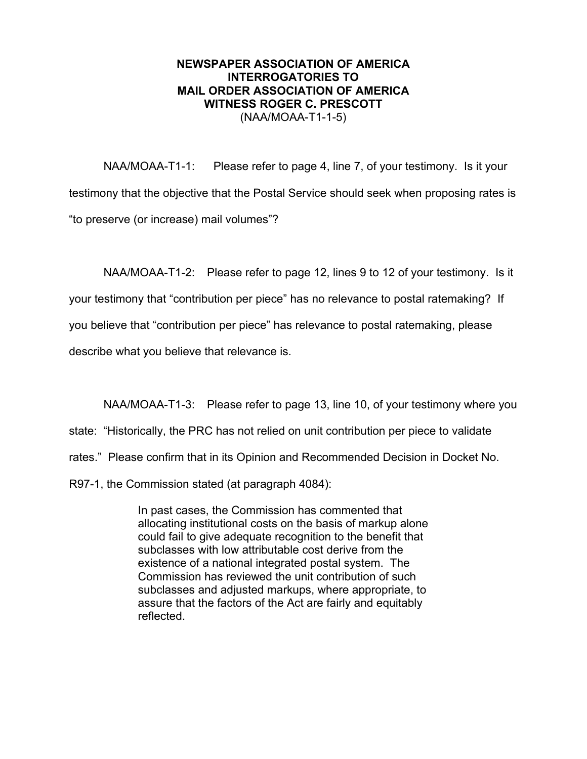**NEWSPAPER ASSOCIATION OF AMERICA**
**INTERROGATORIES TO**
**MAIL ORDER ASSOCIATION OF AMERICA**
**WITNESS ROGER C. PRESCOTT**
(NAA/MOAA-T1-1-5)

NAA/MOAA-T1-1: Please refer to page 4, line 7, of your testimony. Is it your testimony that the objective that the Postal Service should seek when proposing rates is "to preserve (or increase) mail volumes"?

NAA/MOAA-T1-2: Please refer to page 12, lines 9 to 12 of your testimony. Is it your testimony that "contribution per piece" has no relevance to postal ratemaking? If you believe that "contribution per piece" has relevance to postal ratemaking, please describe what you believe that relevance is.

NAA/MOAA-T1-3: Please refer to page 13, line 10, of your testimony where you state: "Historically, the PRC has not relied on unit contribution per piece to validate rates." Please confirm that in its Opinion and Recommended Decision in Docket No. R97-1, the Commission stated (at paragraph 4084):

> In past cases, the Commission has commented that allocating institutional costs on the basis of markup alone could fail to give adequate recognition to the benefit that subclasses with low attributable cost derive from the existence of a national integrated postal system. The Commission has reviewed the unit contribution of such subclasses and adjusted markups, where appropriate, to assure that the factors of the Act are fairly and equitably reflected.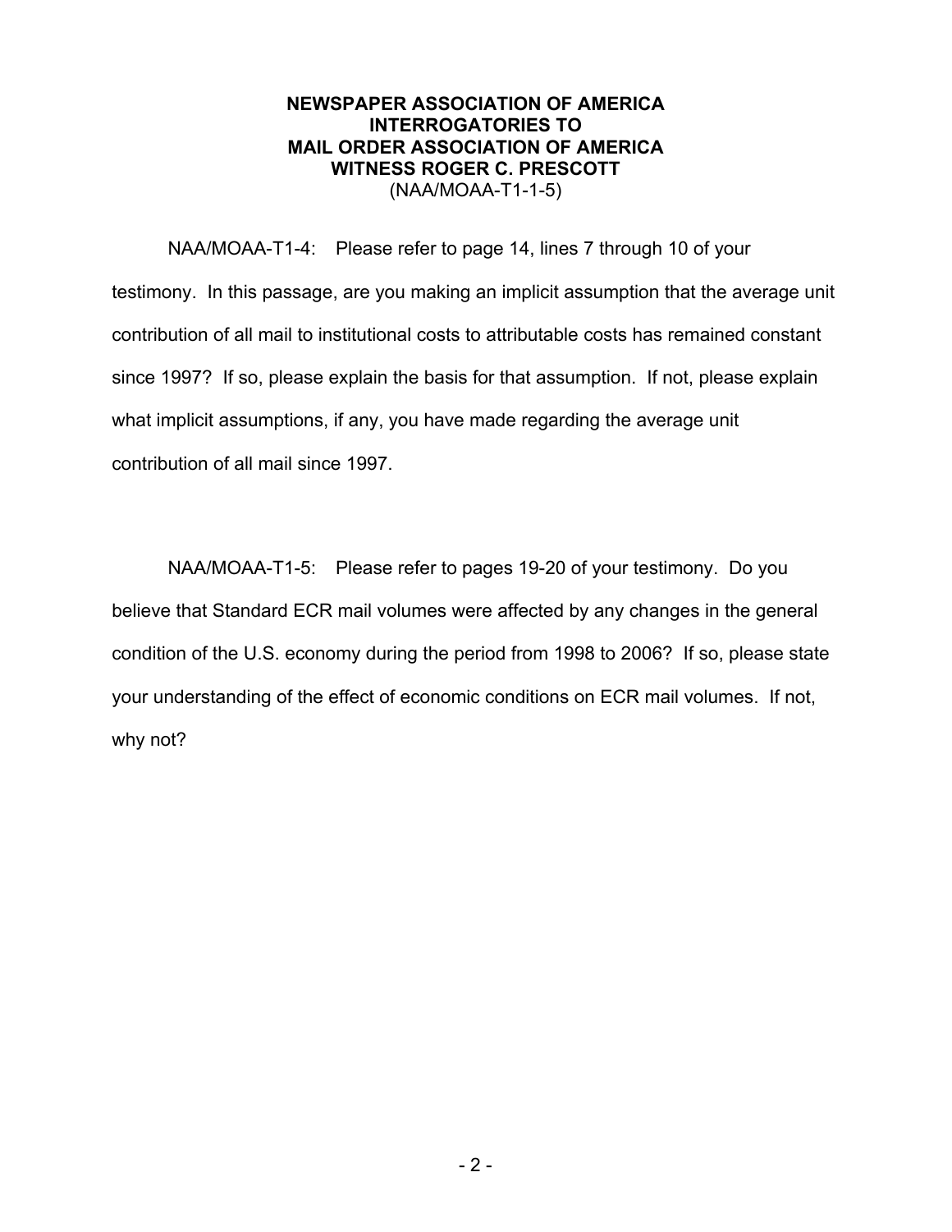**NEWSPAPER ASSOCIATION OF AMERICA**
**INTERROGATORIES TO**
**MAIL ORDER ASSOCIATION OF AMERICA**
**WITNESS ROGER C. PRESCOTT**
(NAA/MOAA-T1-1-5)

NAA/MOAA-T1-4: Please refer to page 14, lines 7 through 10 of your testimony. In this passage, are you making an implicit assumption that the average unit contribution of all mail to institutional costs to attributable costs has remained constant since 1997? If so, please explain the basis for that assumption. If not, please explain what implicit assumptions, if any, you have made regarding the average unit contribution of all mail since 1997.

NAA/MOAA-T1-5: Please refer to pages 19-20 of your testimony. Do you believe that Standard ECR mail volumes were affected by any changes in the general condition of the U.S. economy during the period from 1998 to 2006? If so, please state your understanding of the effect of economic conditions on ECR mail volumes. If not, why not?